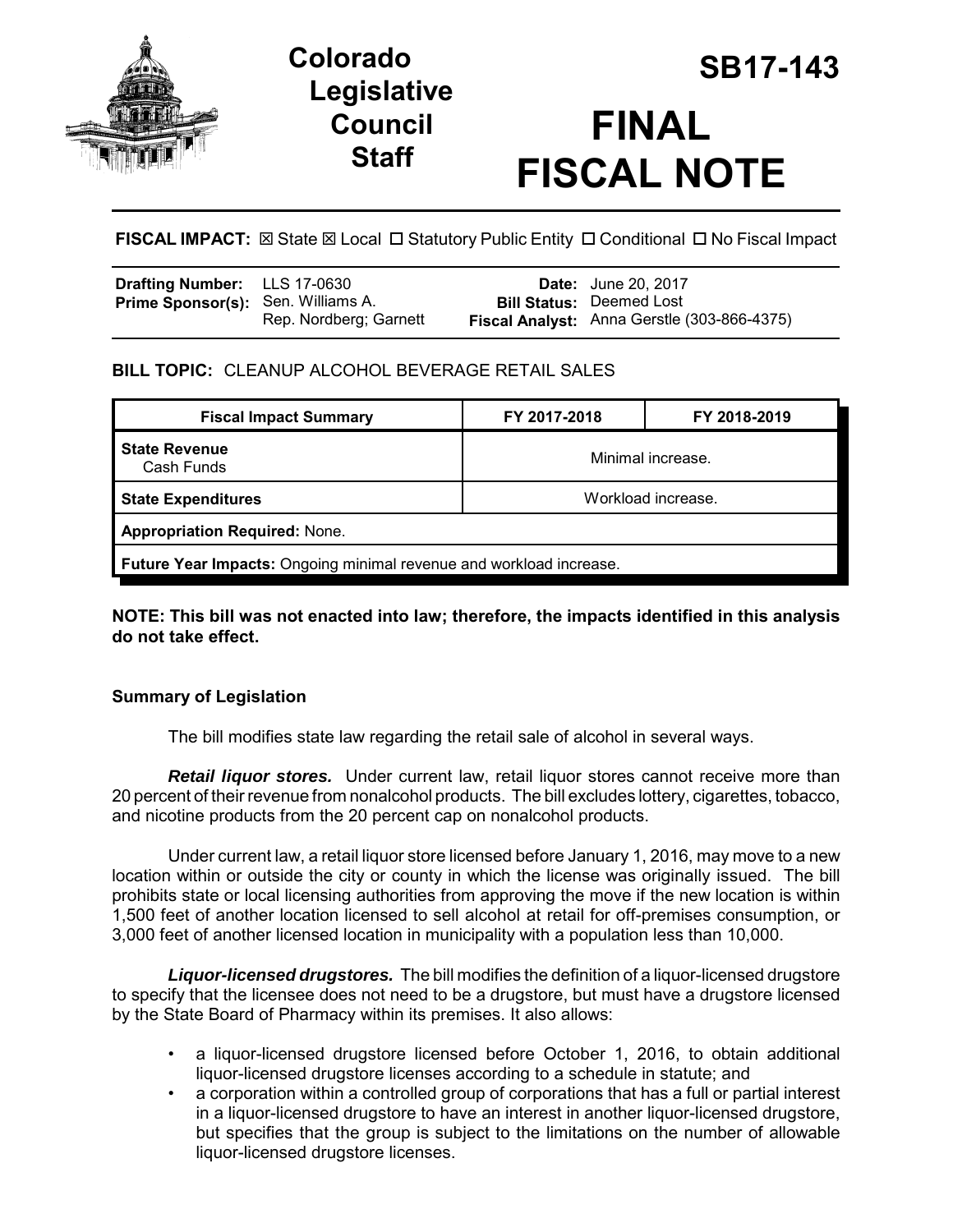# Colorado Legislative Council Staff

# SB17-143

# FINAL FISCAL NOTE

**FISCAL IMPACT:** ☒ State ☒ Local ☐ Statutory Public Entity ☐ Conditional ☐ No Fiscal Impact

| | | | |
|---|---|---|---|
| **Drafting Number:** | LLS 17-0630 | **Date:** | June 20, 2017 |
| **Prime Sponsor(s):** | Sen. Williams A. Rep. Nordberg; Garnett | **Bill Status:** | Deemed Lost |
| | | **Fiscal Analyst:** | Anna Gerstle (303-866-4375) |

## BILL TOPIC: CLEANUP ALCOHOL BEVERAGE RETAIL SALES

| Fiscal Impact Summary | FY 2017-2018 | FY 2018-2019 |
|---|---|---|
| **State Revenue** Cash Funds | Minimal increase. | |
| **State Expenditures** | Workload increase. | |
| **Appropriation Required:** None. | | |
| **Future Year Impacts:** Ongoing minimal revenue and workload increase. | | |

**NOTE: This bill was not enacted into law; therefore, the impacts identified in this analysis do not take effect.**

### Summary of Legislation

The bill modifies state law regarding the retail sale of alcohol in several ways.

***Retail liquor stores.*** Under current law, retail liquor stores cannot receive more than 20 percent of their revenue from nonalcohol products. The bill excludes lottery, cigarettes, tobacco, and nicotine products from the 20 percent cap on nonalcohol products.

Under current law, a retail liquor store licensed before January 1, 2016, may move to a new location within or outside the city or county in which the license was originally issued. The bill prohibits state or local licensing authorities from approving the move if the new location is within 1,500 feet of another location licensed to sell alcohol at retail for off-premises consumption, or 3,000 feet of another licensed location in municipality with a population less than 10,000.

***Liquor-licensed drugstores.*** The bill modifies the definition of a liquor-licensed drugstore to specify that the licensee does not need to be a drugstore, but must have a drugstore licensed by the State Board of Pharmacy within its premises. It also allows:

- a liquor-licensed drugstore licensed before October 1, 2016, to obtain additional liquor-licensed drugstore licenses according to a schedule in statute; and
- a corporation within a controlled group of corporations that has a full or partial interest in a liquor-licensed drugstore to have an interest in another liquor-licensed drugstore, but specifies that the group is subject to the limitations on the number of allowable liquor-licensed drugstore licenses.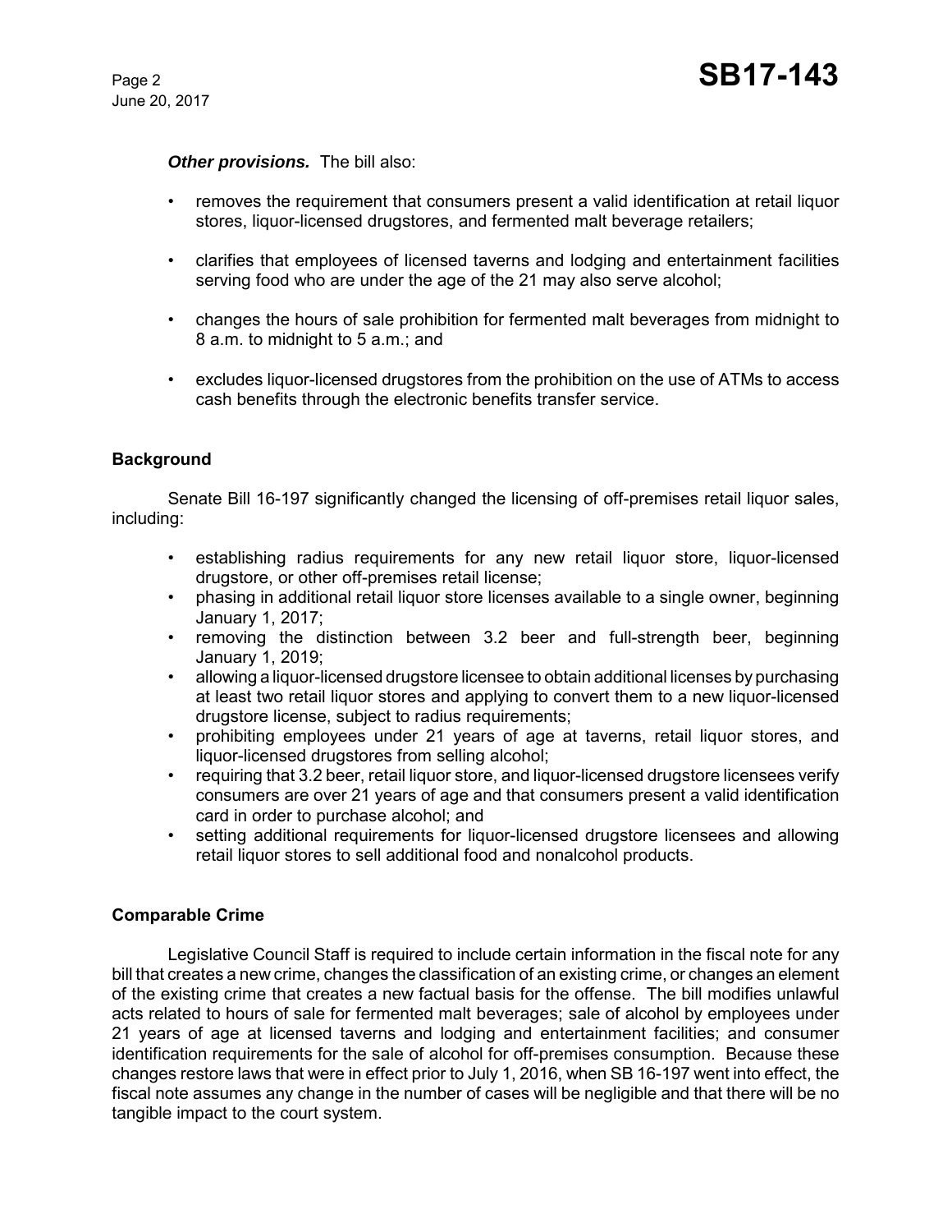***Other provisions.*** The bill also:

- removes the requirement that consumers present a valid identification at retail liquor stores, liquor-licensed drugstores, and fermented malt beverage retailers;
- clarifies that employees of licensed taverns and lodging and entertainment facilities serving food who are under the age of the 21 may also serve alcohol;
- changes the hours of sale prohibition for fermented malt beverages from midnight to 8 a.m. to midnight to 5 a.m.; and
- excludes liquor-licensed drugstores from the prohibition on the use of ATMs to access cash benefits through the electronic benefits transfer service.

## Background

Senate Bill 16-197 significantly changed the licensing of off-premises retail liquor sales, including:

- establishing radius requirements for any new retail liquor store, liquor-licensed drugstore, or other off-premises retail license;
- phasing in additional retail liquor store licenses available to a single owner, beginning January 1, 2017;
- removing the distinction between 3.2 beer and full-strength beer, beginning January 1, 2019;
- allowing a liquor-licensed drugstore licensee to obtain additional licenses by purchasing at least two retail liquor stores and applying to convert them to a new liquor-licensed drugstore license, subject to radius requirements;
- prohibiting employees under 21 years of age at taverns, retail liquor stores, and liquor-licensed drugstores from selling alcohol;
- requiring that 3.2 beer, retail liquor store, and liquor-licensed drugstore licensees verify consumers are over 21 years of age and that consumers present a valid identification card in order to purchase alcohol; and
- setting additional requirements for liquor-licensed drugstore licensees and allowing retail liquor stores to sell additional food and nonalcohol products.

## Comparable Crime

Legislative Council Staff is required to include certain information in the fiscal note for any bill that creates a new crime, changes the classification of an existing crime, or changes an element of the existing crime that creates a new factual basis for the offense. The bill modifies unlawful acts related to hours of sale for fermented malt beverages; sale of alcohol by employees under 21 years of age at licensed taverns and lodging and entertainment facilities; and consumer identification requirements for the sale of alcohol for off-premises consumption. Because these changes restore laws that were in effect prior to July 1, 2016, when SB 16-197 went into effect, the fiscal note assumes any change in the number of cases will be negligible and that there will be no tangible impact to the court system.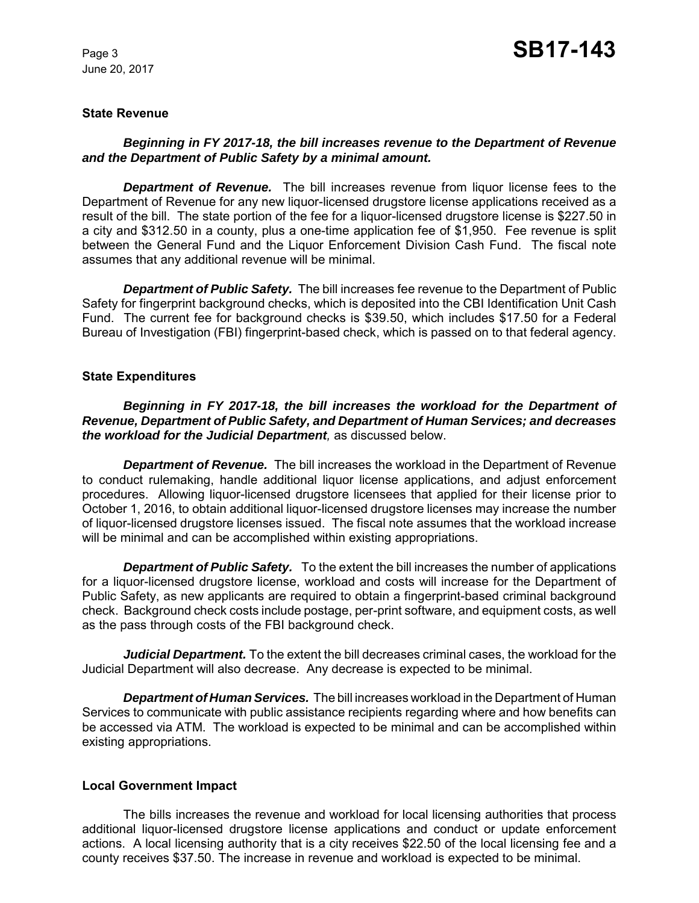### State Revenue

***Beginning in FY 2017-18, the bill increases revenue to the Department of Revenue and the Department of Public Safety by a minimal amount.***

***Department of Revenue.*** The bill increases revenue from liquor license fees to the Department of Revenue for any new liquor-licensed drugstore license applications received as a result of the bill. The state portion of the fee for a liquor-licensed drugstore license is $227.50 in a city and $312.50 in a county, plus a one-time application fee of $1,950. Fee revenue is split between the General Fund and the Liquor Enforcement Division Cash Fund. The fiscal note assumes that any additional revenue will be minimal.

***Department of Public Safety.*** The bill increases fee revenue to the Department of Public Safety for fingerprint background checks, which is deposited into the CBI Identification Unit Cash Fund. The current fee for background checks is $39.50, which includes $17.50 for a Federal Bureau of Investigation (FBI) fingerprint-based check, which is passed on to that federal agency.

### State Expenditures

***Beginning in FY 2017-18, the bill increases the workload for the Department of Revenue, Department of Public Safety, and Department of Human Services; and decreases the workload for the Judicial Department***, as discussed below.

***Department of Revenue.*** The bill increases the workload in the Department of Revenue to conduct rulemaking, handle additional liquor license applications, and adjust enforcement procedures. Allowing liquor-licensed drugstore licensees that applied for their license prior to October 1, 2016, to obtain additional liquor-licensed drugstore licenses may increase the number of liquor-licensed drugstore licenses issued. The fiscal note assumes that the workload increase will be minimal and can be accomplished within existing appropriations.

***Department of Public Safety.*** To the extent the bill increases the number of applications for a liquor-licensed drugstore license, workload and costs will increase for the Department of Public Safety, as new applicants are required to obtain a fingerprint-based criminal background check. Background check costs include postage, per-print software, and equipment costs, as well as the pass through costs of the FBI background check.

***Judicial Department.*** To the extent the bill decreases criminal cases, the workload for the Judicial Department will also decrease. Any decrease is expected to be minimal.

***Department of Human Services.*** The bill increases workload in the Department of Human Services to communicate with public assistance recipients regarding where and how benefits can be accessed via ATM. The workload is expected to be minimal and can be accomplished within existing appropriations.

### Local Government Impact

The bills increases the revenue and workload for local licensing authorities that process additional liquor-licensed drugstore license applications and conduct or update enforcement actions. A local licensing authority that is a city receives $22.50 of the local licensing fee and a county receives $37.50. The increase in revenue and workload is expected to be minimal.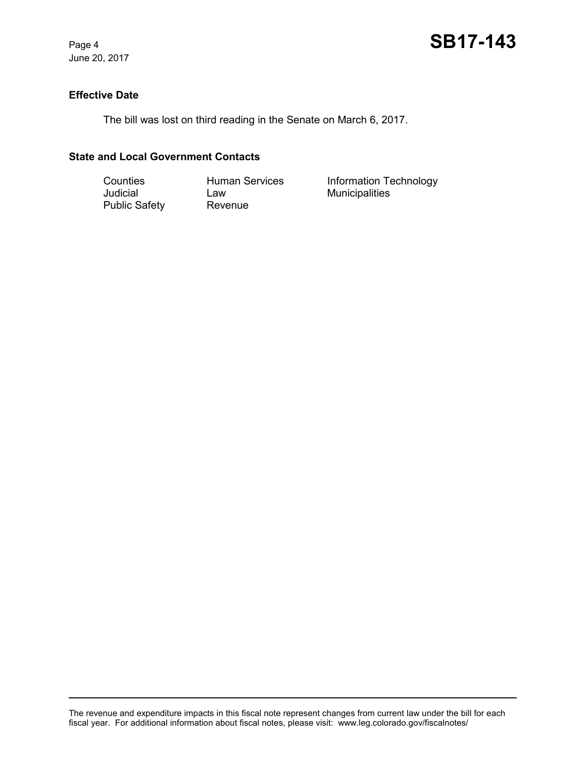## Effective Date

The bill was lost on third reading in the Senate on March 6, 2017.

## State and Local Government Contacts

| | | |
|---|---|---|
| Counties | Human Services | Information Technology |
| Judicial | Law | Municipalities |
| Public Safety | Revenue | |

The revenue and expenditure impacts in this fiscal note represent changes from current law under the bill for each fiscal year. For additional information about fiscal notes, please visit: www.leg.colorado.gov/fiscalnotes/